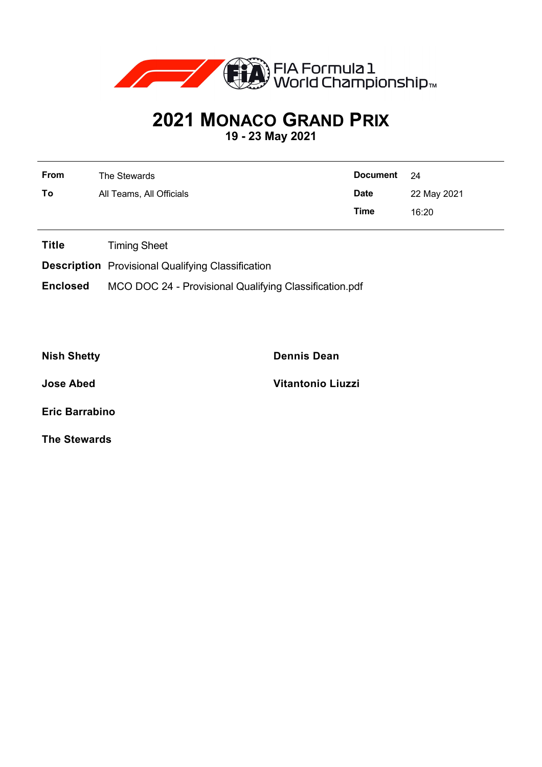FIA Formula 1 World Championship™

# 2021 MONACO GRAND PRIX

**19 - 23 May 2021**

| | | | |
|---|---|---|---|
| **From** | The Stewards | **Document** | 24 |
| **To** | All Teams, All Officials | **Date** | 22 May 2021 |
| | | **Time** | 16:20 |

**Title** Timing Sheet

**Description** Provisional Qualifying Classification

**Enclosed** MCO DOC 24 - Provisional Qualifying Classification.pdf

**Nish Shetty**

**Dennis Dean**

**Jose Abed**

**Vitantonio Liuzzi**

**Eric Barrabino**

**The Stewards**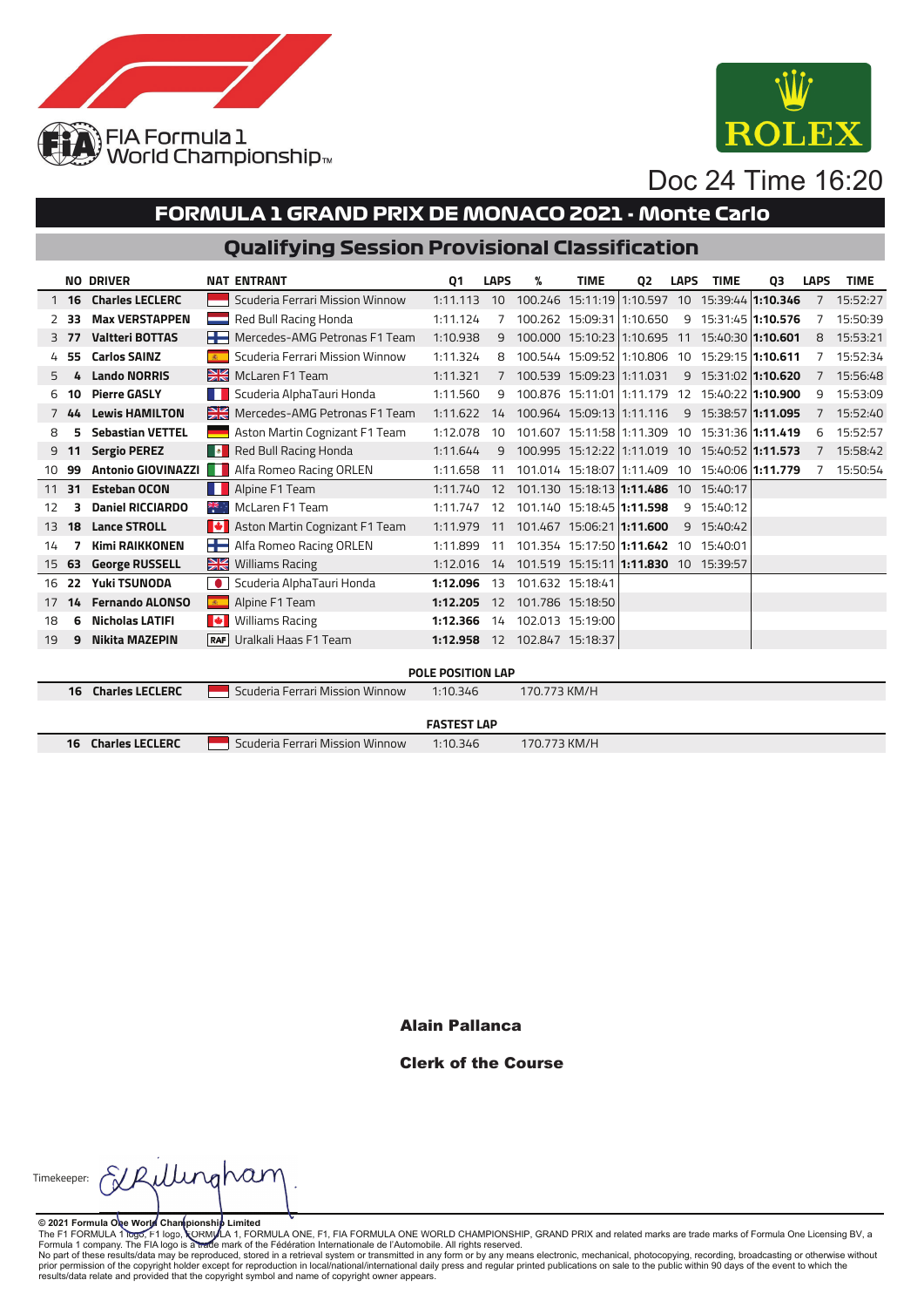FIA Formula 1 World Championship

ROLEX

Doc 24 Time 16:20

# FORMULA 1 GRAND PRIX DE MONACO 2021 - Monte Carlo

## Qualifying Session Provisional Classification

| | NO | DRIVER | NAT | ENTRANT | Q1 | LAPS | % | TIME | Q2 | LAPS | TIME | Q3 | LAPS | TIME |
|---|---|---|---|---|---|---|---|---|---|---|---|---|---|---|
| 1 | 16 | **Charles LECLERC** | | Scuderia Ferrari Mission Winnow | 1:11.113 | 10 | 100.246 | 15:11:19 | 1:10.597 | 10 | 15:39:44 | **1:10.346** | 7 | 15:52:27 |
| 2 | 33 | **Max VERSTAPPEN** | | Red Bull Racing Honda | 1:11.124 | 7 | 100.262 | 15:09:31 | 1:10.650 | 9 | 15:31:45 | **1:10.576** | 7 | 15:50:39 |
| 3 | 77 | **Valtteri BOTTAS** | | Mercedes-AMG Petronas F1 Team | 1:10.938 | 9 | 100.000 | 15:10:23 | 1:10.695 | 11 | 15:40:30 | **1:10.601** | 8 | 15:53:21 |
| 4 | 55 | **Carlos SAINZ** | | Scuderia Ferrari Mission Winnow | 1:11.324 | 8 | 100.544 | 15:09:52 | 1:10.806 | 10 | 15:29:15 | **1:10.611** | 7 | 15:52:34 |
| 5 | 4 | **Lando NORRIS** | | McLaren F1 Team | 1:11.321 | 7 | 100.539 | 15:09:23 | 1:11.031 | 9 | 15:31:02 | **1:10.620** | 7 | 15:56:48 |
| 6 | 10 | **Pierre GASLY** | | Scuderia AlphaTauri Honda | 1:11.560 | 9 | 100.876 | 15:11:01 | 1:11.179 | 12 | 15:40:22 | **1:10.900** | 9 | 15:53:09 |
| 7 | 44 | **Lewis HAMILTON** | | Mercedes-AMG Petronas F1 Team | 1:11.622 | 14 | 100.964 | 15:09:13 | 1:11.116 | 9 | 15:38:57 | **1:11.095** | 7 | 15:52:40 |
| 8 | 5 | **Sebastian VETTEL** | | Aston Martin Cognizant F1 Team | 1:12.078 | 10 | 101.607 | 15:11:58 | 1:11.309 | 10 | 15:31:36 | **1:11.419** | 6 | 15:52:57 |
| 9 | 11 | **Sergio PEREZ** | | Red Bull Racing Honda | 1:11.644 | 9 | 100.995 | 15:12:22 | 1:11.019 | 10 | 15:40:52 | **1:11.573** | 7 | 15:58:42 |
| 10 | 99 | **Antonio GIOVINAZZI** | | Alfa Romeo Racing ORLEN | 1:11.658 | 11 | 101.014 | 15:18:07 | 1:11.409 | 10 | 15:40:06 | **1:11.779** | 7 | 15:50:54 |
| 11 | 31 | **Esteban OCON** | | Alpine F1 Team | 1:11.740 | 12 | 101.130 | 15:18:13 | **1:11.486** | 10 | 15:40:17 | | | |
| 12 | 3 | **Daniel RICCIARDO** | | McLaren F1 Team | 1:11.747 | 12 | 101.140 | 15:18:45 | **1:11.598** | 9 | 15:40:12 | | | |
| 13 | 18 | **Lance STROLL** | | Aston Martin Cognizant F1 Team | 1:11.979 | 11 | 101.467 | 15:06:21 | **1:11.600** | 9 | 15:40:42 | | | |
| 14 | 7 | **Kimi RAIKKONEN** | | Alfa Romeo Racing ORLEN | 1:11.899 | 11 | 101.354 | 15:17:50 | **1:11.642** | 10 | 15:40:01 | | | |
| 15 | 63 | **George RUSSELL** | | Williams Racing | 1:12.016 | 14 | 101.519 | 15:15:11 | **1:11.830** | 10 | 15:39:57 | | | |
| 16 | 22 | **Yuki TSUNODA** | | Scuderia AlphaTauri Honda | **1:12.096** | 13 | 101.632 | 15:18:41 | | | | | | |
| 17 | 14 | **Fernando ALONSO** | | Alpine F1 Team | **1:12.205** | 12 | 101.786 | 15:18:50 | | | | | | |
| 18 | 6 | **Nicholas LATIFI** | | Williams Racing | **1:12.366** | 14 | 102.013 | 15:19:00 | | | | | | |
| 19 | 9 | **Nikita MAZEPIN** | RAF | Uralkali Haas F1 Team | **1:12.958** | 12 | 102.847 | 15:18:37 | | | | | | |

**POLE POSITION LAP**

| NO | DRIVER | ENTRANT | TIME | SPEED |
|---|---|---|---|---|
| 16 | **Charles LECLERC** | Scuderia Ferrari Mission Winnow | 1:10.346 | 170.773 KM/H |

**FASTEST LAP**

| NO | DRIVER | ENTRANT | TIME | SPEED |
|---|---|---|---|---|
| 16 | **Charles LECLERC** | Scuderia Ferrari Mission Winnow | 1:10.346 | 170.773 KM/H |

**Alain Pallanca**

**Clerk of the Course**

Timekeeper:

© 2021 Formula One World Championship Limited
The F1 FORMULA 1 logo, F1 logo, FORMULA 1, FORMULA ONE, F1, FIA FORMULA ONE WORLD CHAMPIONSHIP, GRAND PRIX and related marks are trade marks of Formula One Licensing BV, a Formula 1 company. The FIA logo is a trade mark of the Fédération Internationale de l'Automobile. All rights reserved.
No part of these results/data may be reproduced, stored in a retrieval system or transmitted in any form or by any means electronic, mechanical, photocopying, recording, broadcasting or otherwise without prior permission of the copyright holder except for reproduction in local/national/international daily press and regular printed publications on sale to the public within 90 days of the event to which the results/data relate and provided that the copyright symbol and name of copyright owner appears.